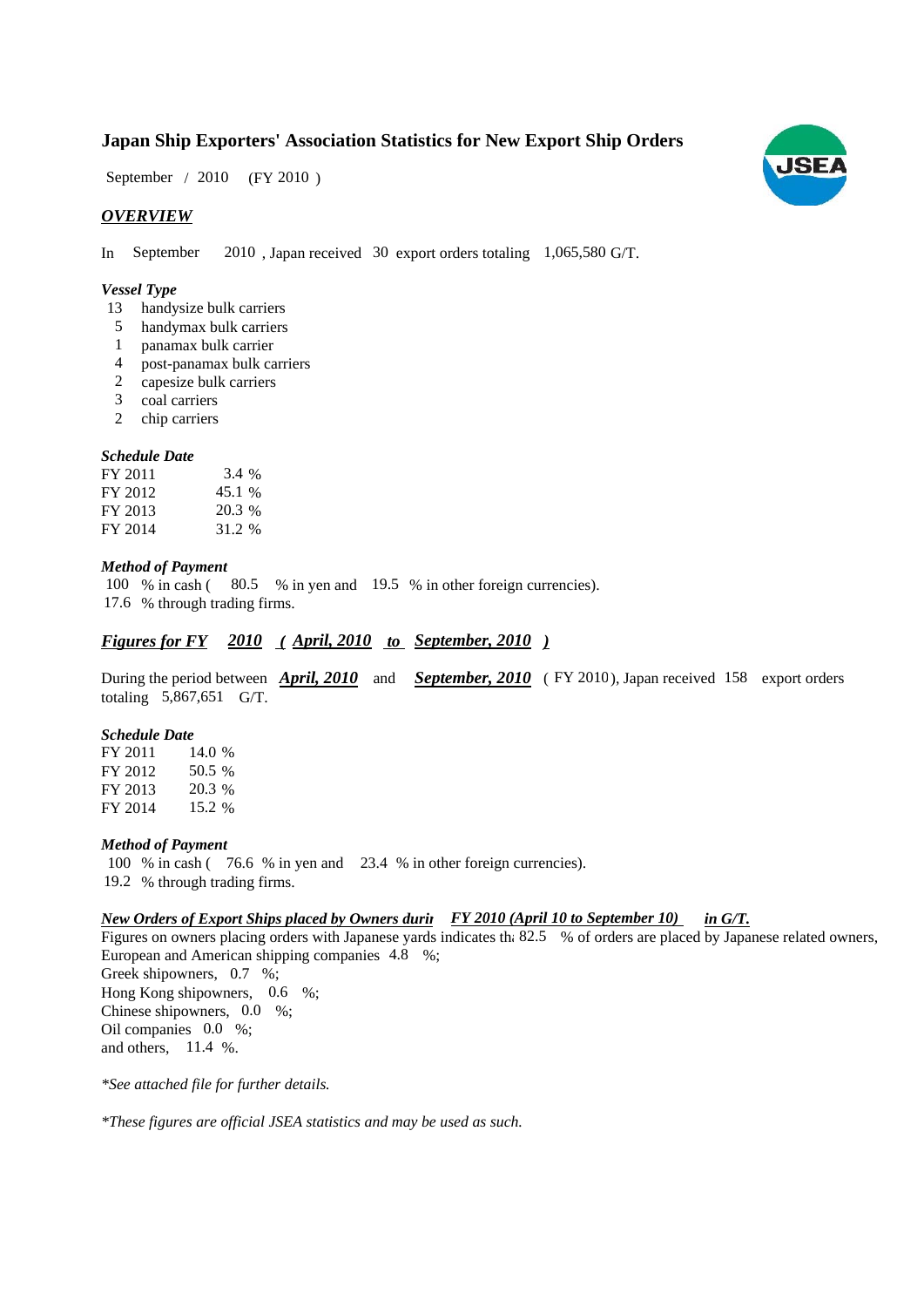# Japan Ship Exporters' Association Statistics for New Export Ship Orders

September / 2010 (FY 2010 )

## *OVERVIEW*

In September 2010 , Japan received 30 export orders totaling 1,065,580 G/T.

### *Vessel Type*

- 13 handysize bulk carriers
- 5 handymax bulk carriers
- 1 panamax bulk carrier
- 4 post-panamax bulk carriers
- 2 capesize bulk carriers
- 3 coal carriers
- 2 chip carriers

### *Schedule Date*

| | |
|---|---|
| FY 2011 | 3.4 % |
| FY 2012 | 45.1 % |
| FY 2013 | 20.3 % |
| FY 2014 | 31.2 % |

### *Method of Payment*

100 % in cash ( 80.5 % in yen and 19.5 % in other foreign currencies).
17.6 % through trading firms.

## ***Figures for FY 2010 ( April, 2010 to September, 2010 )***

During the period between ***April, 2010*** and ***September, 2010*** ( FY 2010), Japan received 158 export orders totaling 5,867,651 G/T.

### *Schedule Date*

| | |
|---|---|
| FY 2011 | 14.0 % |
| FY 2012 | 50.5 % |
| FY 2013 | 20.3 % |
| FY 2014 | 15.2 % |

### *Method of Payment*

100 % in cash ( 76.6 % in yen and 23.4 % in other foreign currencies).
19.2 % through trading firms.

### ***New Orders of Export Ships placed by Owners durir FY 2010 (April 10 to September 10) in G/T.***

Figures on owners placing orders with Japanese yards indicates th: 82.5 % of orders are placed by Japanese related owners,
European and American shipping companies 4.8 %;
Greek shipowners, 0.7 %;
Hong Kong shipowners, 0.6 %;
Chinese shipowners, 0.0 %;
Oil companies 0.0 %;
and others, 11.4 %.

*\*See attached file for further details.*

*\*These figures are official JSEA statistics and may be used as such.*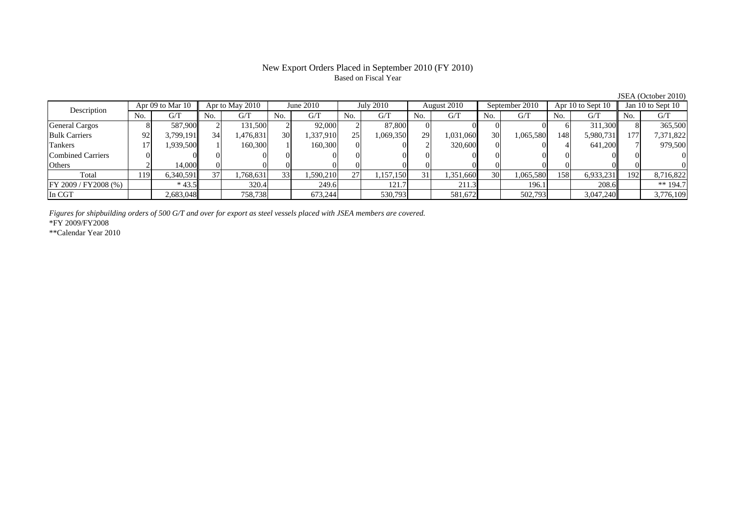# New Export Orders Placed in September 2010 (FY 2010)

Based on Fiscal Year

JSEA (October 2010)

| Description | Apr 09 to Mar 10 | | Apr to May 2010 | | June 2010 | | July 2010 | | August 2010 | | September 2010 | | Apr 10 to Sept 10 | | Jan 10 to Sept 10 | |
|---|---|---|---|---|---|---|---|---|---|---|---|---|---|---|---|---|
| | No. | G/T | No. | G/T | No. | G/T | No. | G/T | No. | G/T | No. | G/T | No. | G/T | No. | G/T |
| General Cargos | 8 | 587,900 | 2 | 131,500 | 2 | 92,000 | 2 | 87,800 | 0 | 0 | 0 | 0 | 6 | 311,300 | 8 | 365,500 |
| Bulk Carriers | 92 | 3,799,191 | 34 | 1,476,831 | 30 | 1,337,910 | 25 | 1,069,350 | 29 | 1,031,060 | 30 | 1,065,580 | 148 | 5,980,731 | 177 | 7,371,822 |
| Tankers | 17 | 1,939,500 | 1 | 160,300 | 1 | 160,300 | 0 | 0 | 2 | 320,600 | 0 | 0 | 4 | 641,200 | 7 | 979,500 |
| Combined Carriers | 0 | 0 | 0 | 0 | 0 | 0 | 0 | 0 | 0 | 0 | 0 | 0 | 0 | 0 | 0 | 0 |
| Others | 2 | 14,000 | 0 | 0 | 0 | 0 | 0 | 0 | 0 | 0 | 0 | 0 | 0 | 0 | 0 | 0 |
| Total | 119 | 6,340,591 | 37 | 1,768,631 | 33 | 1,590,210 | 27 | 1,157,150 | 31 | 1,351,660 | 30 | 1,065,580 | 158 | 6,933,231 | 192 | 8,716,822 |
| FY 2009 / FY2008 (%) | | * 43.5 | | 320.4 | | 249.6 | | 121.7 | | 211.3 | | 196.1 | | 208.6 | | ** 194.7 |
| In CGT | | 2,683,048 | | 758,738 | | 673,244 | | 530,793 | | 581,672 | | 502,793 | | 3,047,240 | | 3,776,109 |

*Figures for shipbuilding orders of 500 G/T and over for export as steel vessels placed with JSEA members are covered.*

*FY 2009/FY2008

**Calendar Year 2010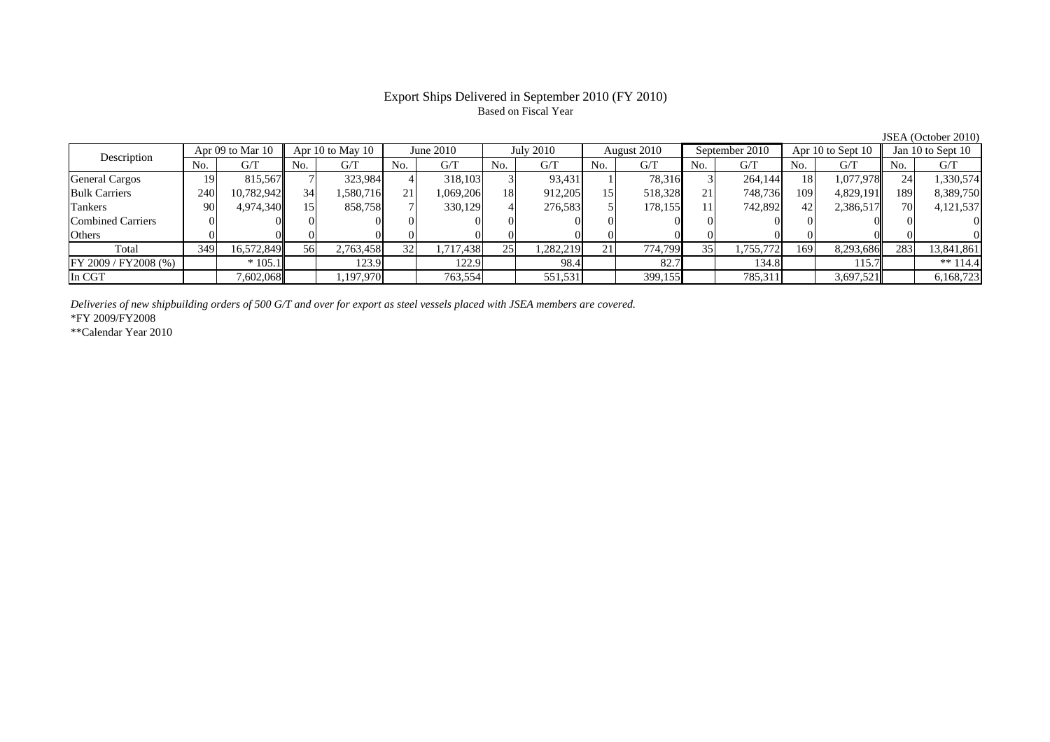# Export Ships Delivered in September 2010 (FY 2010)

Based on Fiscal Year

JSEA (October 2010)

| Description | Apr 09 to Mar 10 | | Apr 10 to May 10 | | June 2010 | | July 2010 | | August 2010 | | September 2010 | | Apr 10 to Sept 10 | | Jan 10 to Sept 10 | |
|---|---|---|---|---|---|---|---|---|---|---|---|---|---|---|---|---|
| | No. | G/T | No. | G/T | No. | G/T | No. | G/T | No. | G/T | No. | G/T | No. | G/T | No. | G/T |
| General Cargos | 19 | 815,567 | 7 | 323,984 | 4 | 318,103 | 3 | 93,431 | 1 | 78,316 | 3 | 264,144 | 18 | 1,077,978 | 24 | 1,330,574 |
| Bulk Carriers | 240 | 10,782,942 | 34 | 1,580,716 | 21 | 1,069,206 | 18 | 912,205 | 15 | 518,328 | 21 | 748,736 | 109 | 4,829,191 | 189 | 8,389,750 |
| Tankers | 90 | 4,974,340 | 15 | 858,758 | 7 | 330,129 | 4 | 276,583 | 5 | 178,155 | 11 | 742,892 | 42 | 2,386,517 | 70 | 4,121,537 |
| Combined Carriers | 0 | 0 | 0 | 0 | 0 | 0 | 0 | 0 | 0 | 0 | 0 | 0 | 0 | 0 | 0 | 0 |
| Others | 0 | 0 | 0 | 0 | 0 | 0 | 0 | 0 | 0 | 0 | 0 | 0 | 0 | 0 | 0 | 0 |
| Total | 349 | 16,572,849 | 56 | 2,763,458 | 32 | 1,717,438 | 25 | 1,282,219 | 21 | 774,799 | 35 | 1,755,772 | 169 | 8,293,686 | 283 | 13,841,861 |
| FY 2009 / FY2008 (%) | | * 105.1 | | 123.9 | | 122.9 | | 98.4 | | 82.7 | | 134.8 | | 115.7 | | ** 114.4 |
| In CGT | | 7,602,068 | | 1,197,970 | | 763,554 | | 551,531 | | 399,155 | | 785,311 | | 3,697,521 | | 6,168,723 |

*Deliveries of new shipbuilding orders of 500 G/T and over for export as steel vessels placed with JSEA members are covered.*

*FY 2009/FY2008

**Calendar Year 2010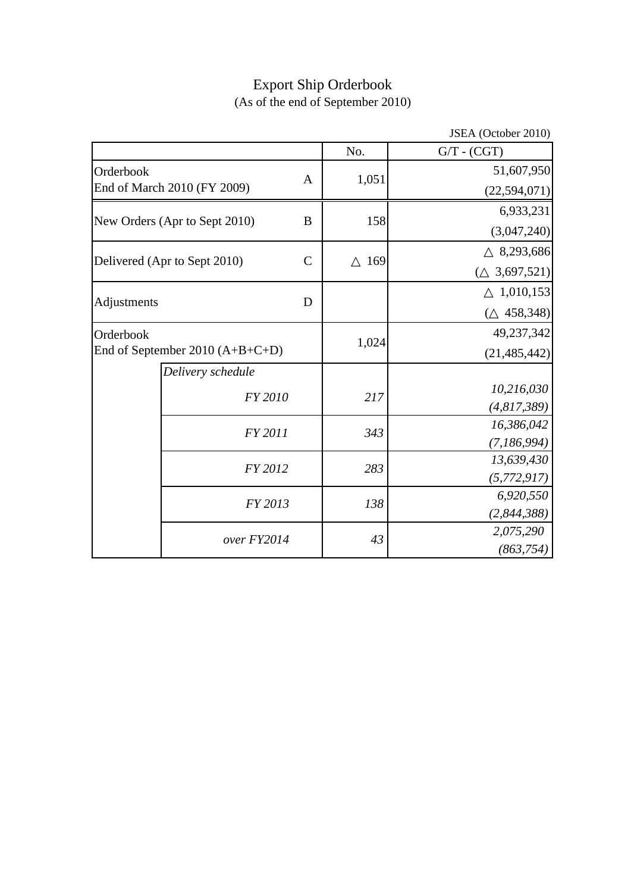# Export Ship Orderbook

(As of the end of September 2010)

JSEA (October 2010)

| | | No. | G/T - (CGT) |
|---|---|---|---|
| Orderbook End of March 2010 (FY 2009) | A | 1,051 | 51,607,950 (22,594,071) |
| New Orders (Apr to Sept 2010) | B | 158 | 6,933,231 (3,047,240) |
| Delivered (Apr to Sept 2010) | C | △ 169 | △ 8,293,686 (△ 3,697,521) |
| Adjustments | D | | △ 1,010,153 (△ 458,348) |
| Orderbook End of September 2010 (A+B+C+D) | | 1,024 | 49,237,342 (21,485,442) |
| | *Delivery schedule* | | |
| | *FY 2010* | *217* | *10,216,030 (4,817,389)* |
| | *FY 2011* | *343* | *16,386,042 (7,186,994)* |
| | *FY 2012* | *283* | *13,639,430 (5,772,917)* |
| | *FY 2013* | *138* | *6,920,550 (2,844,388)* |
| | *over FY2014* | *43* | *2,075,290 (863,754)* |